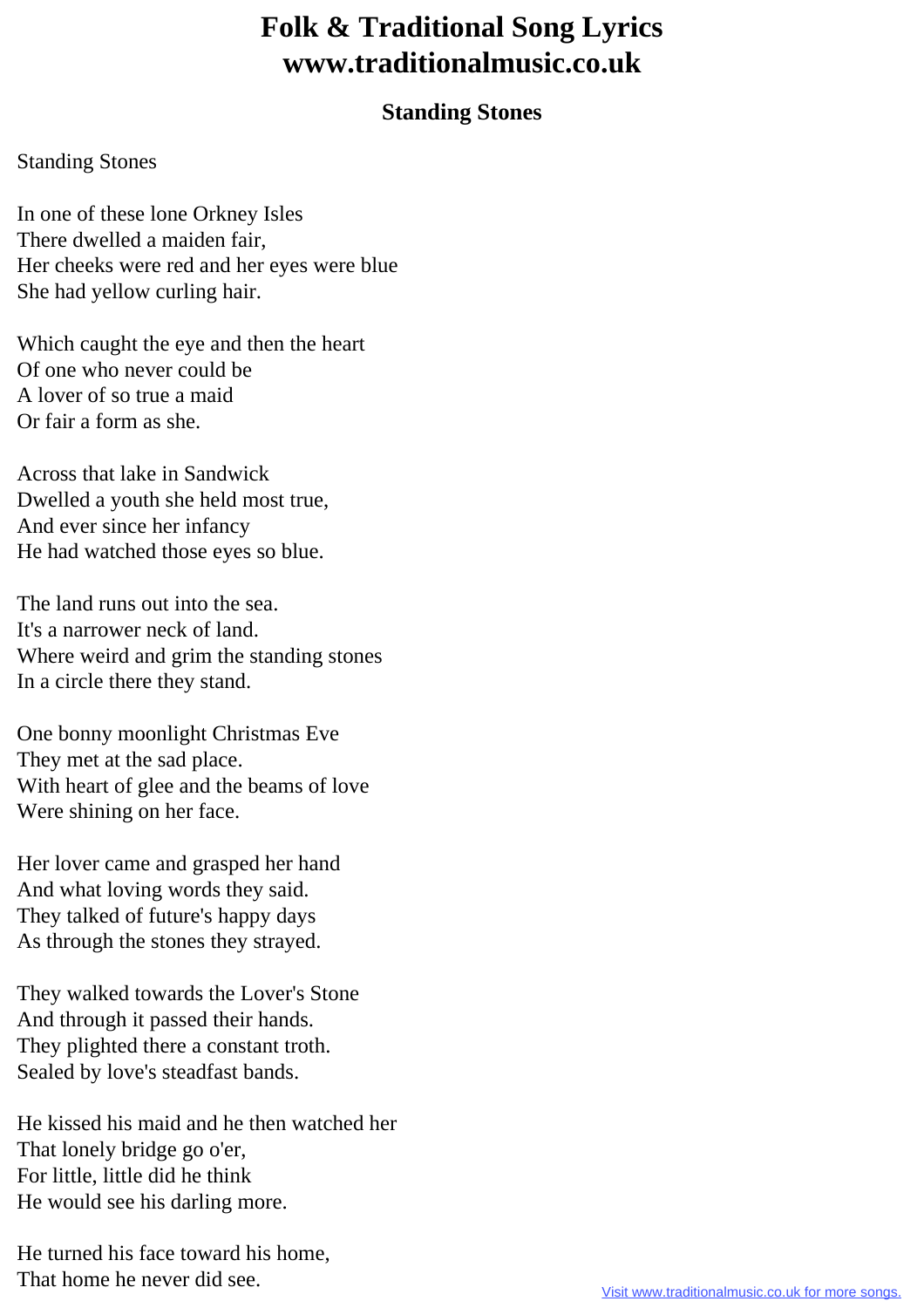# Folk & Traditional Song Lyrics www.traditionalmusic.co.uk

## Standing Stones

Standing Stones

In one of these lone Orkney Isles
There dwelled a maiden fair,
Her cheeks were red and her eyes were blue
She had yellow curling hair.

Which caught the eye and then the heart
Of one who never could be
A lover of so true a maid
Or fair a form as she.

Across that lake in Sandwick
Dwelled a youth she held most true,
And ever since her infancy
He had watched those eyes so blue.

The land runs out into the sea.
It's a narrower neck of land.
Where weird and grim the standing stones
In a circle there they stand.

One bonny moonlight Christmas Eve
They met at the sad place.
With heart of glee and the beams of love
Were shining on her face.

Her lover came and grasped her hand
And what loving words they said.
They talked of future's happy days
As through the stones they strayed.

They walked towards the Lover's Stone
And through it passed their hands.
They plighted there a constant troth.
Sealed by love's steadfast bands.

He kissed his maid and he then watched her
That lonely bridge go o'er,
For little, little did he think
He would see his darling more.

He turned his face toward his home,
That home he never did see.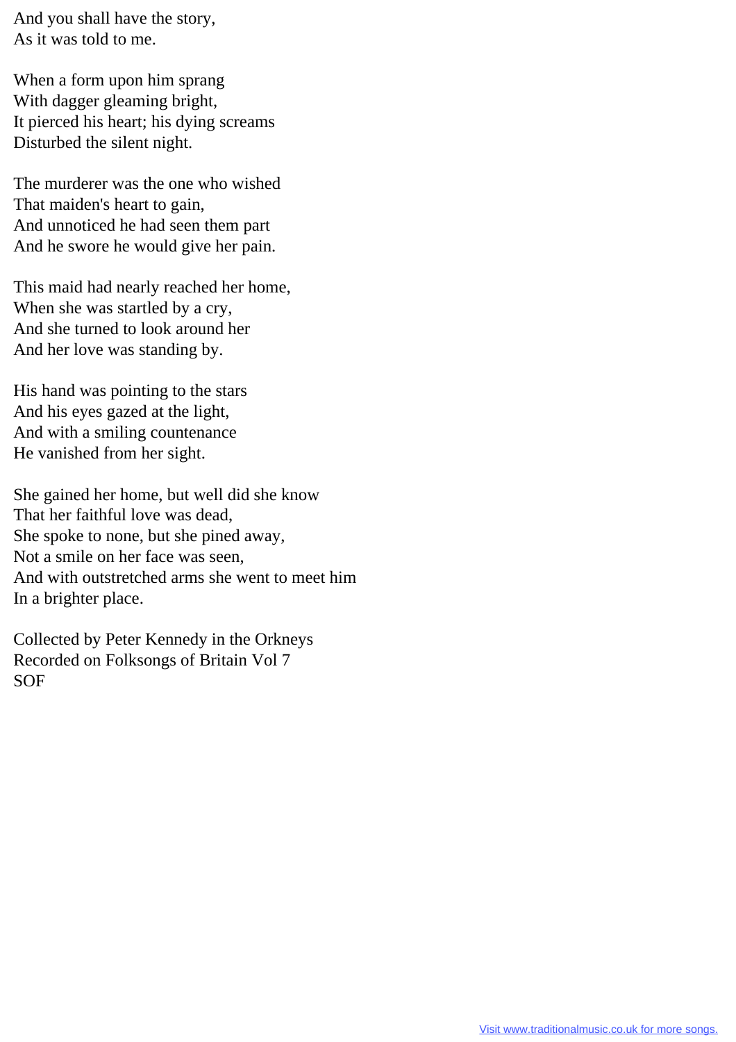And you shall have the story,
As it was told to me.

When a form upon him sprang
With dagger gleaming bright,
It pierced his heart; his dying screams
Disturbed the silent night.

The murderer was the one who wished
That maiden's heart to gain,
And unnoticed he had seen them part
And he swore he would give her pain.

This maid had nearly reached her home,
When she was startled by a cry,
And she turned to look around her
And her love was standing by.

His hand was pointing to the stars
And his eyes gazed at the light,
And with a smiling countenance
He vanished from her sight.

She gained her home, but well did she know
That her faithful love was dead,
She spoke to none, but she pined away,
Not a smile on her face was seen,
And with outstretched arms she went to meet him
In a brighter place.

Collected by Peter Kennedy in the Orkneys
Recorded on Folksongs of Britain Vol 7
SOF